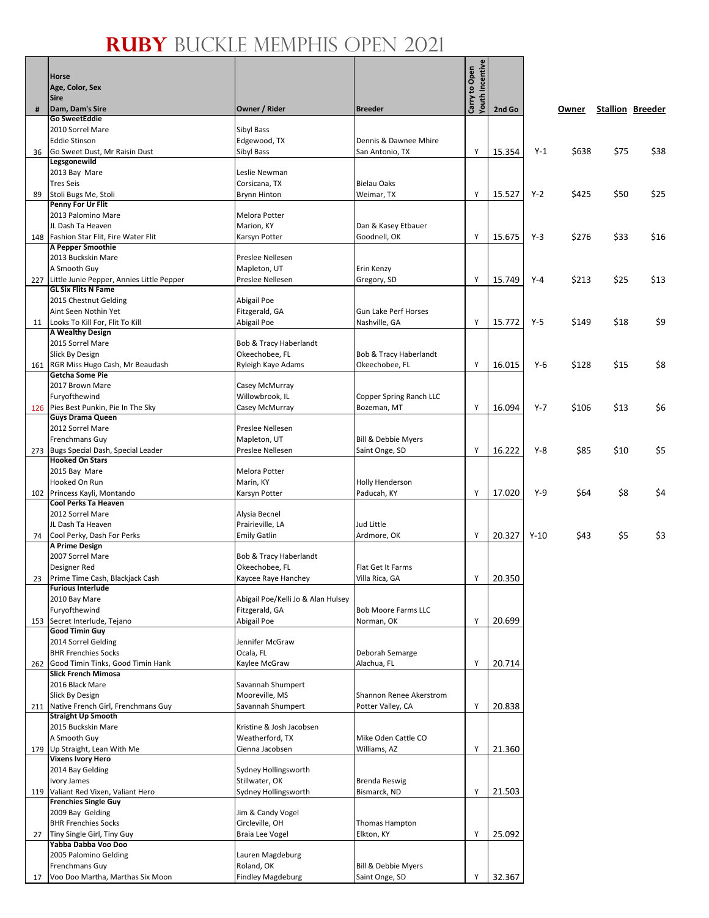# RUBY BUCKLE MEMPHIS OPEN 2021

| # | Horse<br>Age, Color, Sex<br>Sire<br>Dam, Dam's Sire | Owner / Rider | Breeder | Carry to Open<br>Youth Incentive | 2nd Go | | Owner | Stallion | Breeder |
|---|---|---|---|---|---|---|---|---|---|
| 36 | **Go SweetEddie**<br>2010 Sorrel Mare<br>Eddie Stinson<br>Go Sweet Dust, Mr Raisin Dust | Sibyl Bass<br>Edgewood, TX<br>Sibyl Bass | Dennis & Dawnee Mhire<br>San Antonio, TX | Y | 15.354 | Y-1 | $638 | $75 | $38 |
| 89 | **Legsgonewild**<br>2013 Bay Mare<br>Tres Seis<br>Stoli Bugs Me, Stoli | Leslie Newman<br>Corsicana, TX<br>Brynn Hinton | Bielau Oaks<br>Weimar, TX | Y | 15.527 | Y-2 | $425 | $50 | $25 |
| 148 | **Penny For Ur Flit**<br>2013 Palomino Mare<br>JL Dash Ta Heaven<br>Fashion Star Flit, Fire Water Flit | Melora Potter<br>Marion, KY<br>Karsyn Potter | Dan & Kasey Etbauer<br>Goodnell, OK | Y | 15.675 | Y-3 | $276 | $33 | $16 |
| 227 | **A Pepper Smoothie**<br>2013 Buckskin Mare<br>A Smooth Guy<br>Little Junie Pepper, Annies Little Pepper | Preslee Nellesen<br>Mapleton, UT<br>Preslee Nellesen | Erin Kenzy<br>Gregory, SD | Y | 15.749 | Y-4 | $213 | $25 | $13 |
| 11 | **GL Six Flits N Fame**<br>2015 Chestnut Gelding<br>Aint Seen Nothin Yet<br>Looks To Kill For, Flit To Kill | Abigail Poe<br>Fitzgerald, GA<br>Abigail Poe | Gun Lake Perf Horses<br>Nashville, GA | Y | 15.772 | Y-5 | $149 | $18 | $9 |
| 161 | **A Wealthy Design**<br>2015 Sorrel Mare<br>Slick By Design<br>RGR Miss Hugo Cash, Mr Beaudash | Bob & Tracy Haberlandt<br>Okeechobee, FL<br>Ryleigh Kaye Adams | Bob & Tracy Haberlandt<br>Okeechobee, FL | Y | 16.015 | Y-6 | $128 | $15 | $8 |
| 126 | **Getcha Some Pie**<br>2017 Brown Mare<br>Furyofthewind<br>Pies Best Punkin, Pie In The Sky | Casey McMurray<br>Willowbrook, IL<br>Casey McMurray | Copper Spring Ranch LLC<br>Bozeman, MT | Y | 16.094 | Y-7 | $106 | $13 | $6 |
| 273 | **Guys Drama Queen**<br>2012 Sorrel Mare<br>Frenchmans Guy<br>Bugs Special Dash, Special Leader | Preslee Nellesen<br>Mapleton, UT<br>Preslee Nellesen | Bill & Debbie Myers<br>Saint Onge, SD | Y | 16.222 | Y-8 | $85 | $10 | $5 |
| 102 | **Hooked On Stars**<br>2015 Bay Mare<br>Hooked On Run<br>Princess Kayli, Montando | Melora Potter<br>Marin, KY<br>Karsyn Potter | Holly Henderson<br>Paducah, KY | Y | 17.020 | Y-9 | $64 | $8 | $4 |
| 74 | **Cool Perks Ta Heaven**<br>2012 Sorrel Mare<br>JL Dash Ta Heaven<br>Cool Perky, Dash For Perks | Alysia Becnel<br>Prairieville, LA<br>Emily Gatlin | Jud Little<br>Ardmore, OK | Y | 20.327 | Y-10 | $43 | $5 | $3 |
| 23 | **A Prime Design**<br>2007 Sorrel Mare<br>Designer Red<br>Prime Time Cash, Blackjack Cash | Bob & Tracy Haberlandt<br>Okeechobee, FL<br>Kaycee Raye Hanchey | Flat Get It Farms<br>Villa Rica, GA | Y | 20.350 | | | | |
| 153 | **Furious Interlude**<br>2010 Bay Mare<br>Furyofthewind<br>Secret Interlude, Tejano | Abigail Poe/Kelli Jo & Alan Hulsey<br>Fitzgerald, GA<br>Abigail Poe | Bob Moore Farms LLC<br>Norman, OK | Y | 20.699 | | | | |
| 262 | **Good Timin Guy**<br>2014 Sorrel Gelding<br>BHR Frenchies Socks<br>Good Timin Tinks, Good Timin Hank | Jennifer McGraw<br>Ocala, FL<br>Kaylee McGraw | Deborah Semarge<br>Alachua, FL | Y | 20.714 | | | | |
| 211 | **Slick French Mimosa**<br>2016 Black Mare<br>Slick By Design<br>Native French Girl, Frenchmans Guy | Savannah Shumpert<br>Mooreville, MS<br>Savannah Shumpert | Shannon Renee Akerstrom<br>Potter Valley, CA | Y | 20.838 | | | | |
| 179 | **Straight Up Smooth**<br>2015 Buckskin Mare<br>A Smooth Guy<br>Up Straight, Lean With Me | Kristine & Josh Jacobsen<br>Weatherford, TX<br>Cienna Jacobsen | Mike Oden Cattle CO<br>Williams, AZ | Y | 21.360 | | | | |
| 119 | **Vixens Ivory Hero**<br>2014 Bay Gelding<br>Ivory James<br>Valiant Red Vixen, Valiant Hero | Sydney Hollingsworth<br>Stillwater, OK<br>Sydney Hollingsworth | Brenda Reswig<br>Bismarck, ND | Y | 21.503 | | | | |
| 27 | **Frenchies Single Guy**<br>2009 Bay Gelding<br>BHR Frenchies Socks<br>Tiny Single Girl, Tiny Guy | Jim & Candy Vogel<br>Circleville, OH<br>Braia Lee Vogel | Thomas Hampton<br>Elkton, KY | Y | 25.092 | | | | |
| 17 | **Yabba Dabba Voo Doo**<br>2005 Palomino Gelding<br>Frenchmans Guy<br>Voo Doo Martha, Marthas Six Moon | Lauren Magdeburg<br>Roland, OK<br>Findley Magdeburg | Bill & Debbie Myers<br>Saint Onge, SD | Y | 32.367 | | | | |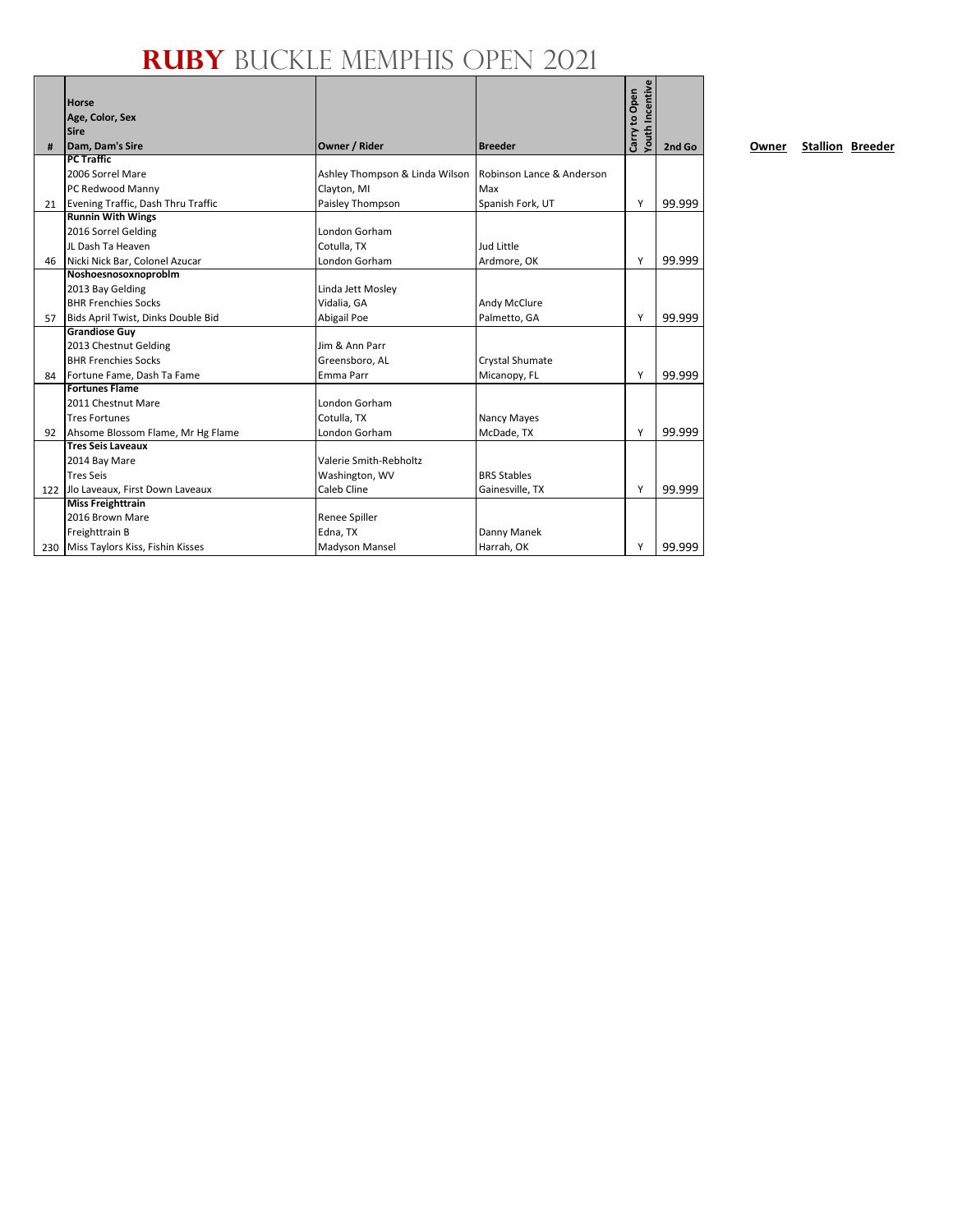# RUBY BUCKLE MEMPHIS OPEN 2021

| # | Horse<br>Age, Color, Sex<br>Sire<br>Dam, Dam's Sire | Owner / Rider | Breeder | Carry to Open<br>Youth Incentive | 2nd Go |
|---|---|---|---|---|---|
| 21 | **PC Traffic**<br>2006 Sorrel Mare<br>PC Redwood Manny<br>Evening Traffic, Dash Thru Traffic | Ashley Thompson & Linda Wilson<br>Clayton, MI<br>Paisley Thompson | Robinson Lance & Anderson<br>Max<br>Spanish Fork, UT | Y | 99.999 |
| 46 | **Runnin With Wings**<br>2016 Sorrel Gelding<br>JL Dash Ta Heaven<br>Nicki Nick Bar, Colonel Azucar | London Gorham<br>Cotulla, TX<br>London Gorham | Jud Little<br>Ardmore, OK | Y | 99.999 |
| 57 | **Noshoesnosoxnoproblm**<br>2013 Bay Gelding<br>BHR Frenchies Socks<br>Bids April Twist, Dinks Double Bid | Linda Jett Mosley<br>Vidalia, GA<br>Abigail Poe | Andy McClure<br>Palmetto, GA | Y | 99.999 |
| 84 | **Grandiose Guy**<br>2013 Chestnut Gelding<br>BHR Frenchies Socks<br>Fortune Fame, Dash Ta Fame | Jim & Ann Parr<br>Greensboro, AL<br>Emma Parr | Crystal Shumate<br>Micanopy, FL | Y | 99.999 |
| 92 | **Fortunes Flame**<br>2011 Chestnut Mare<br>Tres Fortunes<br>Ahsome Blossom Flame, Mr Hg Flame | London Gorham<br>Cotulla, TX<br>London Gorham | Nancy Mayes<br>McDade, TX | Y | 99.999 |
| 122 | **Tres Seis Laveaux**<br>2014 Bay Mare<br>Tres Seis<br>Jlo Laveaux, First Down Laveaux | Valerie Smith-Rebholtz<br>Washington, WV<br>Caleb Cline | BRS Stables<br>Gainesville, TX | Y | 99.999 |
| 230 | **Miss Freighttrain**<br>2016 Brown Mare<br>Freighttrain B<br>Miss Taylors Kiss, Fishin Kisses | Renee Spiller<br>Edna, TX<br>Madyson Mansel | Danny Manek<br>Harrah, OK | Y | 99.999 |

**Owner** **Stallion** **Breeder**